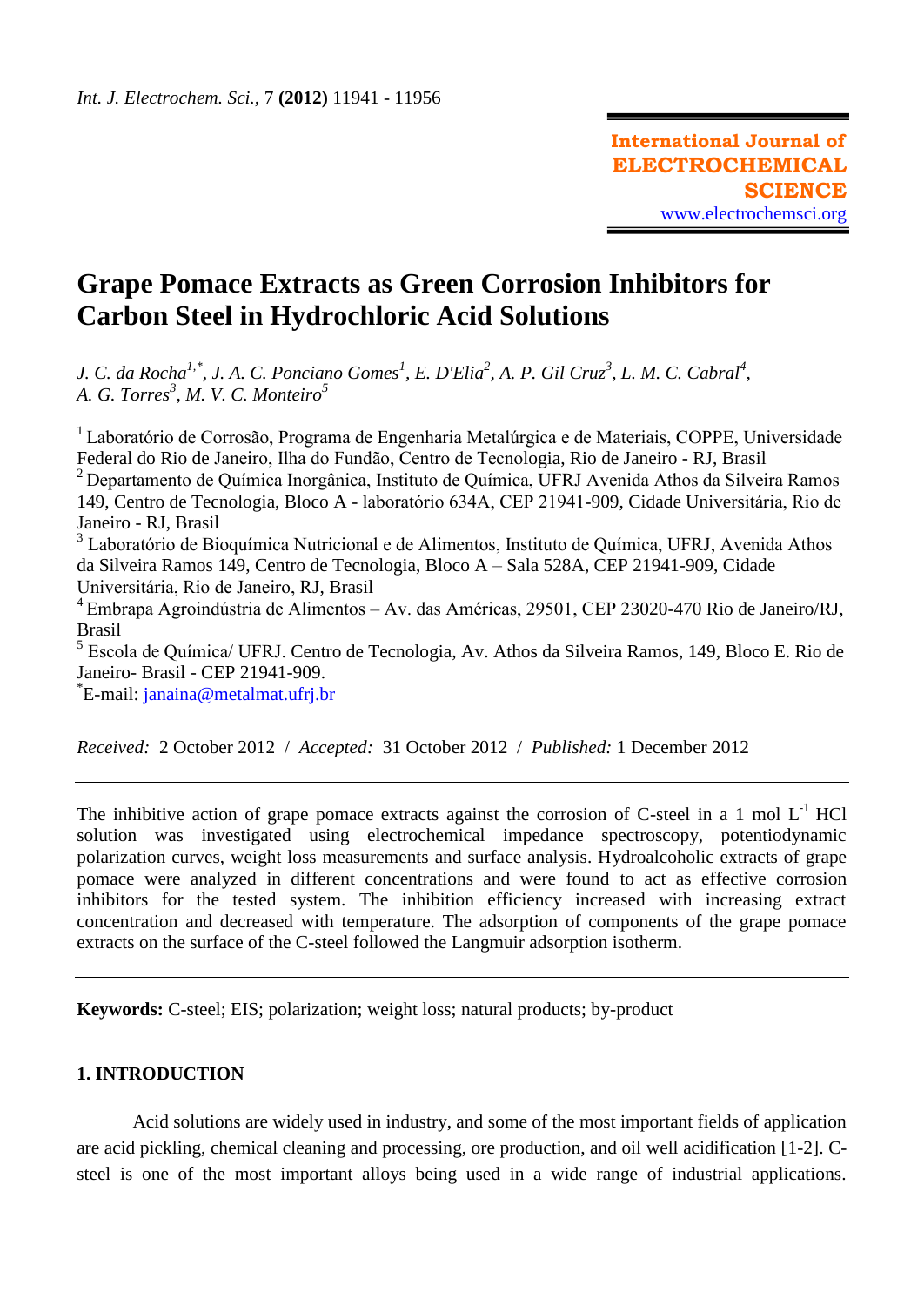# Grape Pomace Extracts as Green Corrosion Inhibitors for Carbon Steel in Hydrochloric Acid Solutions

*J. C. da Rocha*[1,*], *J. A. C. Ponciano Gomes*[1], *E. D'Elia*[2], *A. P. Gil Cruz*[3], *L. M. C. Cabral*[4], *A. G. Torres*[3], *M. V. C. Monteiro*[5]

[1] Laboratório de Corrosão, Programa de Engenharia Metalúrgica e de Materiais, COPPE, Universidade Federal do Rio de Janeiro, Ilha do Fundão, Centro de Tecnologia, Rio de Janeiro - RJ, Brasil

[2] Departamento de Química Inorgânica, Instituto de Química, UFRJ Avenida Athos da Silveira Ramos 149, Centro de Tecnologia, Bloco A - laboratório 634A, CEP 21941-909, Cidade Universitária, Rio de Janeiro - RJ, Brasil

[3] Laboratório de Bioquímica Nutricional e de Alimentos, Instituto de Química, UFRJ, Avenida Athos da Silveira Ramos 149, Centro de Tecnologia, Bloco A – Sala 528A, CEP 21941-909, Cidade Universitária, Rio de Janeiro, RJ, Brasil

[4] Embrapa Agroindústria de Alimentos – Av. das Américas, 29501, CEP 23020-470 Rio de Janeiro/RJ, Brasil

[5] Escola de Química/ UFRJ. Centro de Tecnologia, Av. Athos da Silveira Ramos, 149, Bloco E. Rio de Janeiro- Brasil - CEP 21941-909.

[*]E-mail: janaina@metalmat.ufrj.br

*Received:* 2 October 2012 / *Accepted:* 31 October 2012 / *Published:* 1 December 2012

---

The inhibitive action of grape pomace extracts against the corrosion of C-steel in a 1 mol $L^{-1}$ HCl solution was investigated using electrochemical impedance spectroscopy, potentiodynamic polarization curves, weight loss measurements and surface analysis. Hydroalcoholic extracts of grape pomace were analyzed in different concentrations and were found to act as effective corrosion inhibitors for the tested system. The inhibition efficiency increased with increasing extract concentration and decreased with temperature. The adsorption of components of the grape pomace extracts on the surface of the C-steel followed the Langmuir adsorption isotherm.

---

**Keywords:** C-steel; EIS; polarization; weight loss; natural products; by-product

## 1. INTRODUCTION

Acid solutions are widely used in industry, and some of the most important fields of application are acid pickling, chemical cleaning and processing, ore production, and oil well acidification [1-2]. C-steel is one of the most important alloys being used in a wide range of industrial applications.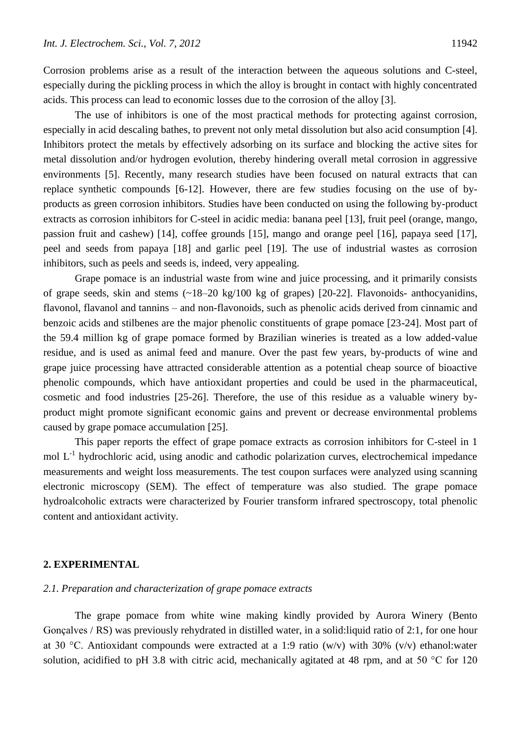Corrosion problems arise as a result of the interaction between the aqueous solutions and C-steel, especially during the pickling process in which the alloy is brought in contact with highly concentrated acids. This process can lead to economic losses due to the corrosion of the alloy [3].

The use of inhibitors is one of the most practical methods for protecting against corrosion, especially in acid descaling bathes, to prevent not only metal dissolution but also acid consumption [4]. Inhibitors protect the metals by effectively adsorbing on its surface and blocking the active sites for metal dissolution and/or hydrogen evolution, thereby hindering overall metal corrosion in aggressive environments [5]. Recently, many research studies have been focused on natural extracts that can replace synthetic compounds [6-12]. However, there are few studies focusing on the use of by-products as green corrosion inhibitors. Studies have been conducted on using the following by-product extracts as corrosion inhibitors for C-steel in acidic media: banana peel [13], fruit peel (orange, mango, passion fruit and cashew) [14], coffee grounds [15], mango and orange peel [16], papaya seed [17], peel and seeds from papaya [18] and garlic peel [19]. The use of industrial wastes as corrosion inhibitors, such as peels and seeds is, indeed, very appealing.

Grape pomace is an industrial waste from wine and juice processing, and it primarily consists of grape seeds, skin and stems (~18–20 kg/100 kg of grapes) [20-22]. Flavonoids- anthocyanidins, flavonol, flavanol and tannins – and non-flavonoids, such as phenolic acids derived from cinnamic and benzoic acids and stilbenes are the major phenolic constituents of grape pomace [23-24]. Most part of the 59.4 million kg of grape pomace formed by Brazilian wineries is treated as a low added-value residue, and is used as animal feed and manure. Over the past few years, by-products of wine and grape juice processing have attracted considerable attention as a potential cheap source of bioactive phenolic compounds, which have antioxidant properties and could be used in the pharmaceutical, cosmetic and food industries [25-26]. Therefore, the use of this residue as a valuable winery by-product might promote significant economic gains and prevent or decrease environmental problems caused by grape pomace accumulation [25].

This paper reports the effect of grape pomace extracts as corrosion inhibitors for C-steel in 1 mol $L^{-1}$ hydrochloric acid, using anodic and cathodic polarization curves, electrochemical impedance measurements and weight loss measurements. The test coupon surfaces were analyzed using scanning electronic microscopy (SEM). The effect of temperature was also studied. The grape pomace hydroalcoholic extracts were characterized by Fourier transform infrared spectroscopy, total phenolic content and antioxidant activity.

## 2. EXPERIMENTAL

### *2.1. Preparation and characterization of grape pomace extracts*

The grape pomace from white wine making kindly provided by Aurora Winery (Bento Gonçalves / RS) was previously rehydrated in distilled water, in a solid:liquid ratio of 2:1, for one hour at 30 °C. Antioxidant compounds were extracted at a 1:9 ratio (w/v) with 30% (v/v) ethanol:water solution, acidified to pH 3.8 with citric acid, mechanically agitated at 48 rpm, and at 50 °C for 120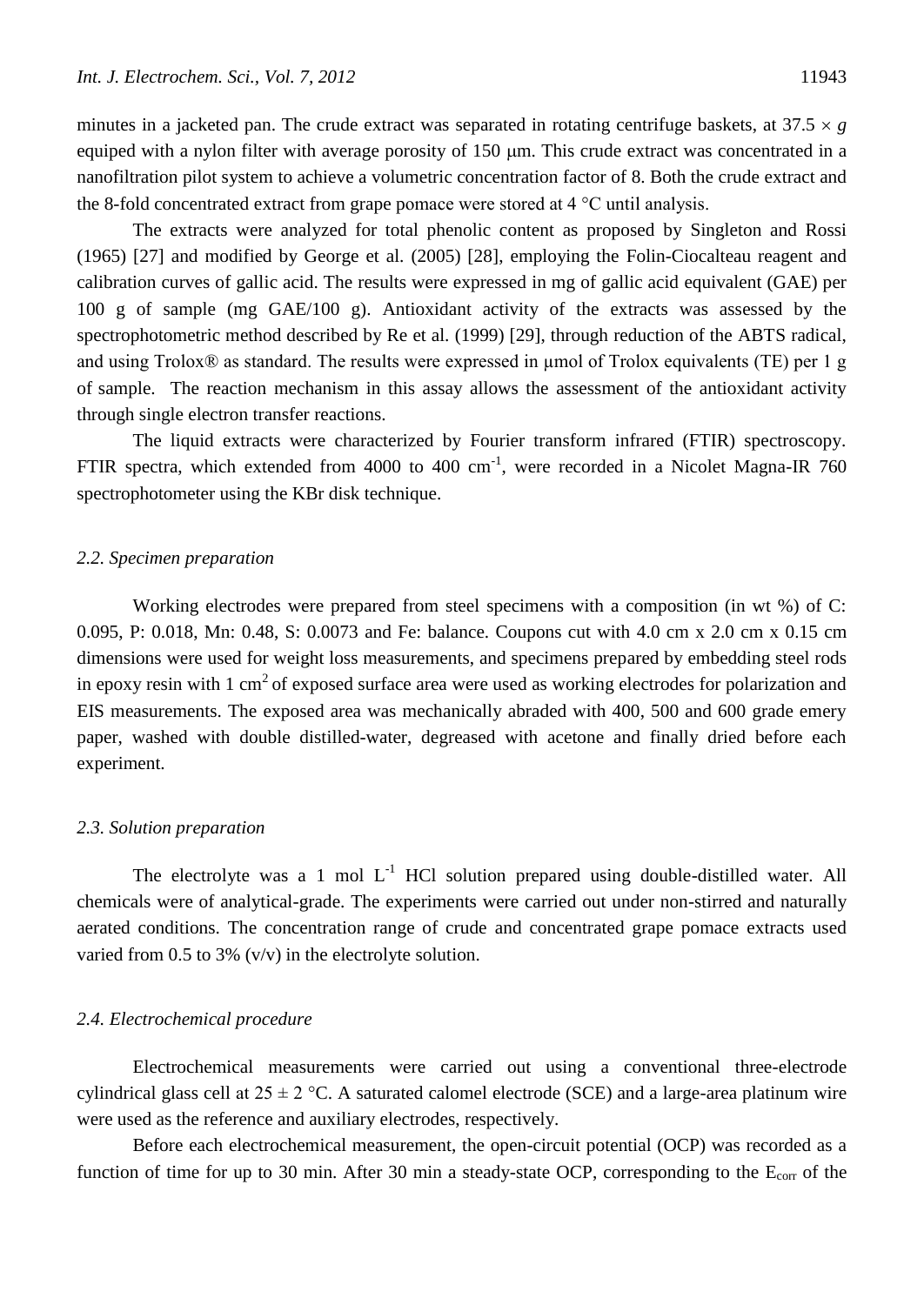minutes in a jacketed pan. The crude extract was separated in rotating centrifuge baskets, at 37.5 × *g* equiped with a nylon filter with average porosity of 150 μm. This crude extract was concentrated in a nanofiltration pilot system to achieve a volumetric concentration factor of 8. Both the crude extract and the 8-fold concentrated extract from grape pomace were stored at 4 °C until analysis.

The extracts were analyzed for total phenolic content as proposed by Singleton and Rossi (1965) [27] and modified by George et al. (2005) [28], employing the Folin-Ciocalteau reagent and calibration curves of gallic acid. The results were expressed in mg of gallic acid equivalent (GAE) per 100 g of sample (mg GAE/100 g). Antioxidant activity of the extracts was assessed by the spectrophotometric method described by Re et al. (1999) [29], through reduction of the ABTS radical, and using Trolox® as standard. The results were expressed in μmol of Trolox equivalents (TE) per 1 g of sample. The reaction mechanism in this assay allows the assessment of the antioxidant activity through single electron transfer reactions.

The liquid extracts were characterized by Fourier transform infrared (FTIR) spectroscopy. FTIR spectra, which extended from 4000 to 400 $cm^{-1}$, were recorded in a Nicolet Magna-IR 760 spectrophotometer using the KBr disk technique.

### *2.2. Specimen preparation*

Working electrodes were prepared from steel specimens with a composition (in wt %) of C: 0.095, P: 0.018, Mn: 0.48, S: 0.0073 and Fe: balance. Coupons cut with 4.0 cm x 2.0 cm x 0.15 cm dimensions were used for weight loss measurements, and specimens prepared by embedding steel rods in epoxy resin with 1 $cm^2$ of exposed surface area were used as working electrodes for polarization and EIS measurements. The exposed area was mechanically abraded with 400, 500 and 600 grade emery paper, washed with double distilled-water, degreased with acetone and finally dried before each experiment.

### *2.3. Solution preparation*

The electrolyte was a 1 mol $L^{-1}$ HCl solution prepared using double-distilled water. All chemicals were of analytical-grade. The experiments were carried out under non-stirred and naturally aerated conditions. The concentration range of crude and concentrated grape pomace extracts used varied from 0.5 to 3% (v/v) in the electrolyte solution.

### *2.4. Electrochemical procedure*

Electrochemical measurements were carried out using a conventional three-electrode cylindrical glass cell at 25 ± 2 °C. A saturated calomel electrode (SCE) and a large-area platinum wire were used as the reference and auxiliary electrodes, respectively.

Before each electrochemical measurement, the open-circuit potential (OCP) was recorded as a function of time for up to 30 min. After 30 min a steady-state OCP, corresponding to the $E_{corr}$ of the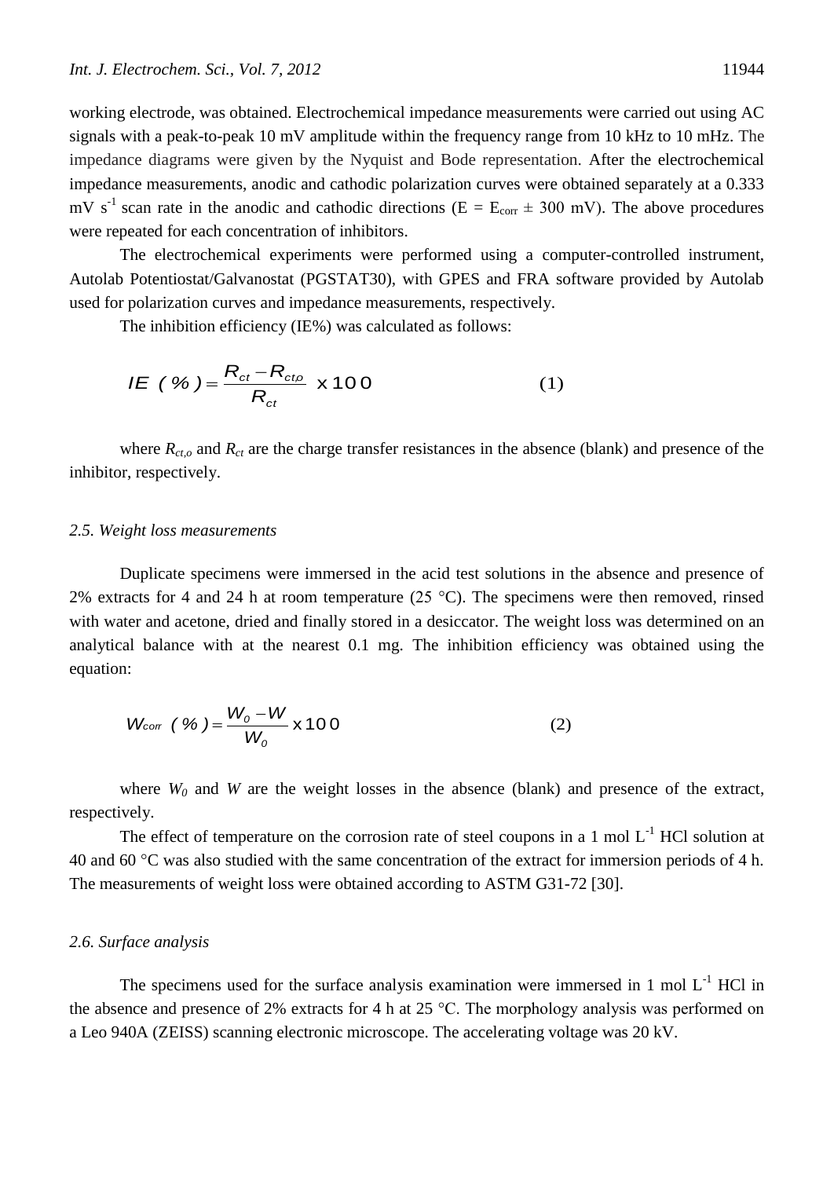working electrode, was obtained. Electrochemical impedance measurements were carried out using AC signals with a peak-to-peak 10 mV amplitude within the frequency range from 10 kHz to 10 mHz. The impedance diagrams were given by the Nyquist and Bode representation. After the electrochemical impedance measurements, anodic and cathodic polarization curves were obtained separately at a 0.333 mV $s^{-1}$ scan rate in the anodic and cathodic directions ($E = E_{corr} \pm 300$ mV). The above procedures were repeated for each concentration of inhibitors.

The electrochemical experiments were performed using a computer-controlled instrument, Autolab Potentiostat/Galvanostat (PGSTAT30), with GPES and FRA software provided by Autolab used for polarization curves and impedance measurements, respectively.

The inhibition efficiency (IE%) was calculated as follows:

$$IE\ (\%) = \frac{R_{ct} - R_{ct,o}}{R_{ct}} \times 100 \qquad (1)$$

where $R_{ct,o}$ and $R_{ct}$ are the charge transfer resistances in the absence (blank) and presence of the inhibitor, respectively.

### *2.5. Weight loss measurements*

Duplicate specimens were immersed in the acid test solutions in the absence and presence of 2% extracts for 4 and 24 h at room temperature (25 °C). The specimens were then removed, rinsed with water and acetone, dried and finally stored in a desiccator. The weight loss was determined on an analytical balance with at the nearest 0.1 mg. The inhibition efficiency was obtained using the equation:

$$W_{corr}\ (\%) = \frac{W_0 - W}{W_0} \times 100 \qquad (2)$$

where $W_0$ and $W$ are the weight losses in the absence (blank) and presence of the extract, respectively.

The effect of temperature on the corrosion rate of steel coupons in a 1 mol $L^{-1}$ HCl solution at 40 and 60 °C was also studied with the same concentration of the extract for immersion periods of 4 h. The measurements of weight loss were obtained according to ASTM G31-72 [30].

### *2.6. Surface analysis*

The specimens used for the surface analysis examination were immersed in 1 mol $L^{-1}$ HCl in the absence and presence of 2% extracts for 4 h at 25 °C. The morphology analysis was performed on a Leo 940A (ZEISS) scanning electronic microscope. The accelerating voltage was 20 kV.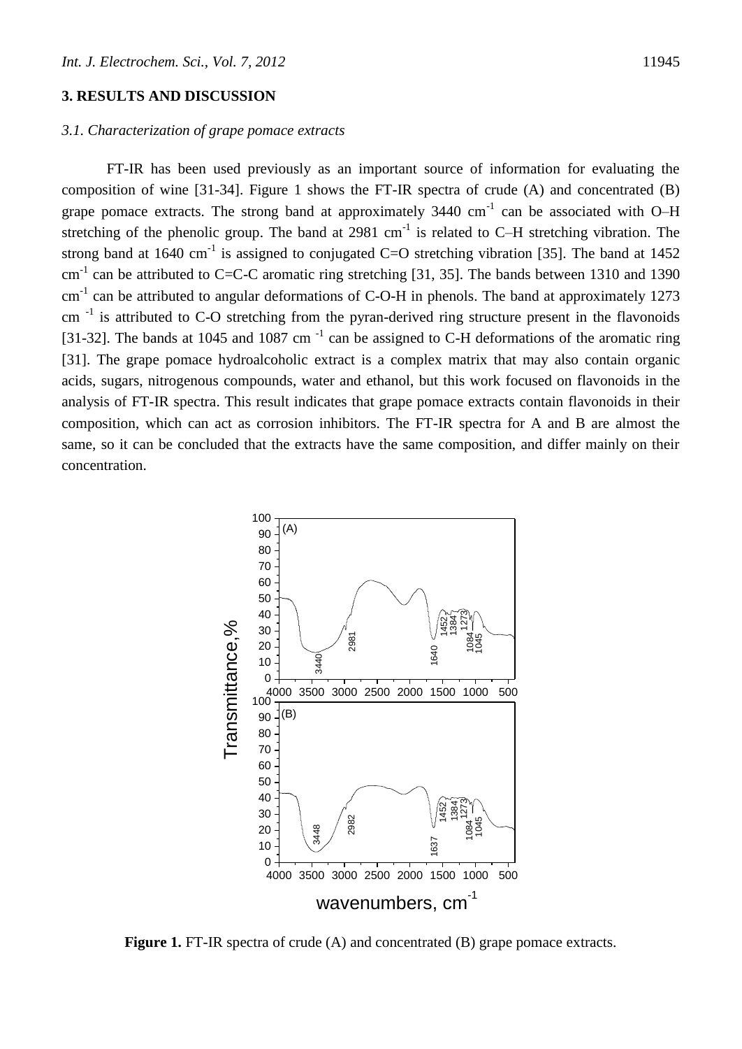## 3. RESULTS AND DISCUSSION

### *3.1. Characterization of grape pomace extracts*

FT-IR has been used previously as an important source of information for evaluating the composition of wine [31-34]. Figure 1 shows the FT-IR spectra of crude (A) and concentrated (B) grape pomace extracts. The strong band at approximately 3440 $cm^{-1}$ can be associated with O–H stretching of the phenolic group. The band at 2981 $cm^{-1}$ is related to C–H stretching vibration. The strong band at 1640 $cm^{-1}$ is assigned to conjugated C=O stretching vibration [35]. The band at 1452 $cm^{-1}$ can be attributed to C=C-C aromatic ring stretching [31, 35]. The bands between 1310 and 1390 $cm^{-1}$ can be attributed to angular deformations of C-O-H in phenols. The band at approximately 1273 $cm^{-1}$ is attributed to C-O stretching from the pyran-derived ring structure present in the flavonoids [31-32]. The bands at 1045 and 1087 $cm^{-1}$ can be assigned to C-H deformations of the aromatic ring [31]. The grape pomace hydroalcoholic extract is a complex matrix that may also contain organic acids, sugars, nitrogenous compounds, water and ethanol, but this work focused on flavonoids in the analysis of FT-IR spectra. This result indicates that grape pomace extracts contain flavonoids in their composition, which can act as corrosion inhibitors. The FT-IR spectra for A and B are almost the same, so it can be concluded that the extracts have the same composition, and differ mainly on their concentration.

**Figure 1.** FT-IR spectra of crude (A) and concentrated (B) grape pomace extracts.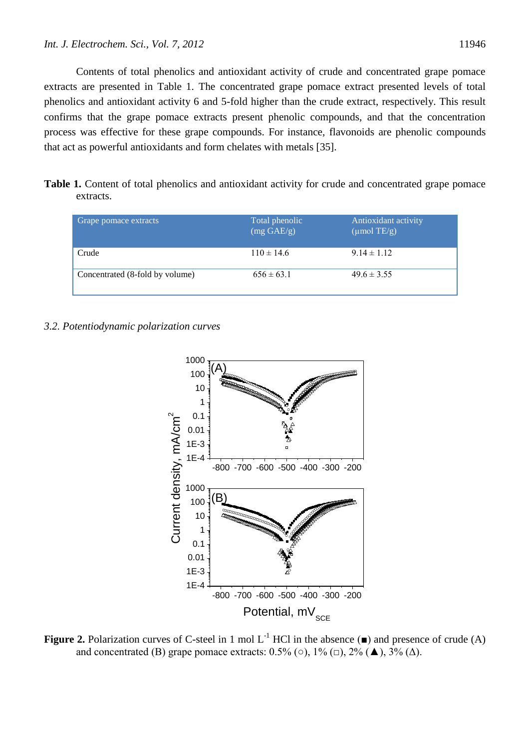Contents of total phenolics and antioxidant activity of crude and concentrated grape pomace extracts are presented in Table 1. The concentrated grape pomace extract presented levels of total phenolics and antioxidant activity 6 and 5-fold higher than the crude extract, respectively. This result confirms that the grape pomace extracts present phenolic compounds, and that the concentration process was effective for these grape compounds. For instance, flavonoids are phenolic compounds that act as powerful antioxidants and form chelates with metals [35].

**Table 1.** Content of total phenolics and antioxidant activity for crude and concentrated grape pomace extracts.

| Grape pomace extracts | Total phenolic (mg GAE/g) | Antioxidant activity (μmol TE/g) |
|---|---|---|
| Crude | 110 ± 14.6 | 9.14 ± 1.12 |
| Concentrated (8-fold by volume) | 656 ± 63.1 | 49.6 ± 3.55 |

### *3.2. Potentiodynamic polarization curves*

**Figure 2.** Polarization curves of C-steel in 1 mol $L^{-1}$ HCl in the absence (■) and presence of crude (A) and concentrated (B) grape pomace extracts: 0.5% (○), 1% (□), 2% (▲), 3% (Δ).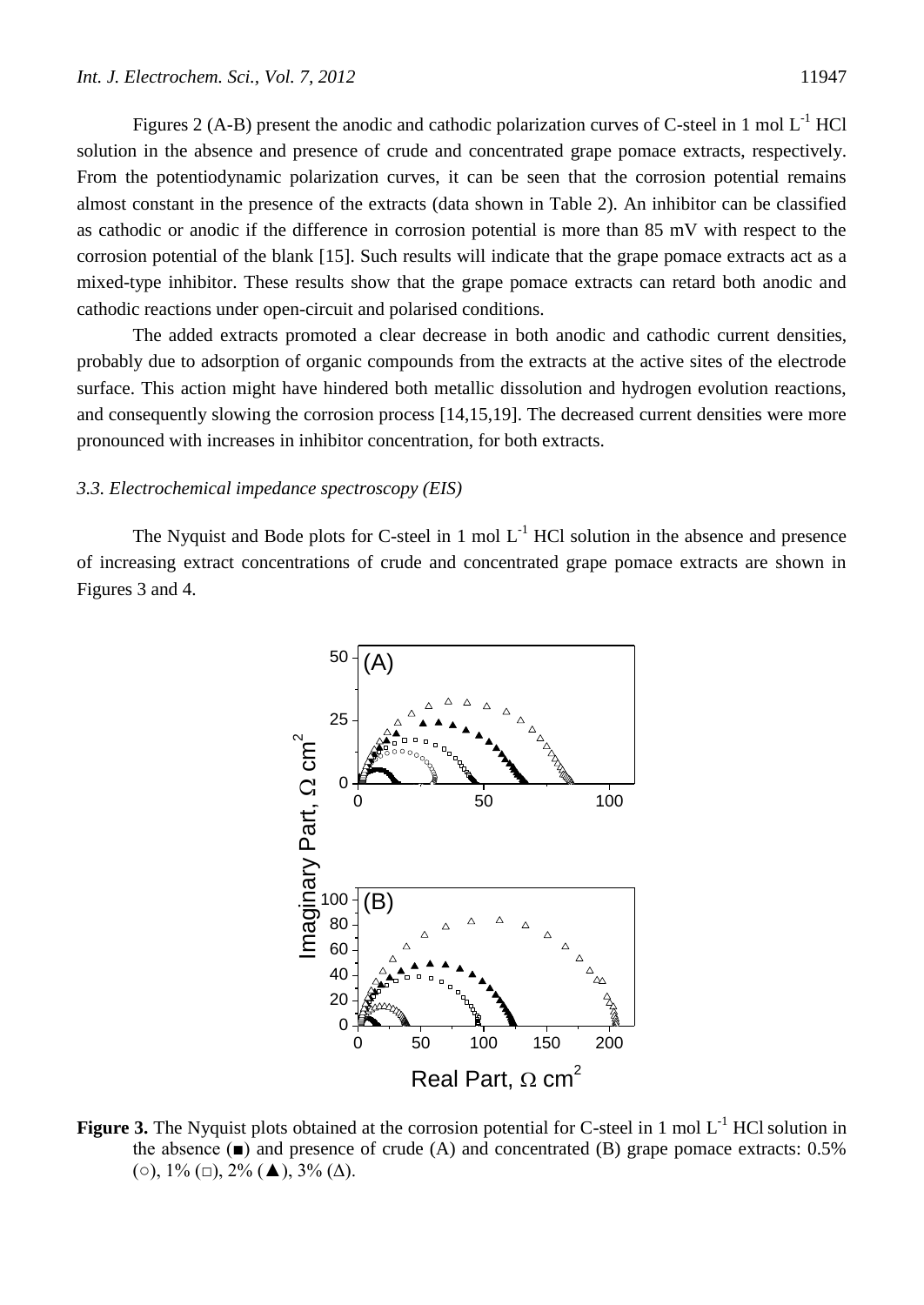Figures 2 (A-B) present the anodic and cathodic polarization curves of C-steel in 1 mol $L^{-1}$ HCl solution in the absence and presence of crude and concentrated grape pomace extracts, respectively. From the potentiodynamic polarization curves, it can be seen that the corrosion potential remains almost constant in the presence of the extracts (data shown in Table 2). An inhibitor can be classified as cathodic or anodic if the difference in corrosion potential is more than 85 mV with respect to the corrosion potential of the blank [15]. Such results will indicate that the grape pomace extracts act as a mixed-type inhibitor. These results show that the grape pomace extracts can retard both anodic and cathodic reactions under open-circuit and polarised conditions.

The added extracts promoted a clear decrease in both anodic and cathodic current densities, probably due to adsorption of organic compounds from the extracts at the active sites of the electrode surface. This action might have hindered both metallic dissolution and hydrogen evolution reactions, and consequently slowing the corrosion process [14,15,19]. The decreased current densities were more pronounced with increases in inhibitor concentration, for both extracts.

### *3.3. Electrochemical impedance spectroscopy (EIS)*

The Nyquist and Bode plots for C-steel in 1 mol $L^{-1}$ HCl solution in the absence and presence of increasing extract concentrations of crude and concentrated grape pomace extracts are shown in Figures 3 and 4.

**Figure 3.** The Nyquist plots obtained at the corrosion potential for C-steel in 1 mol $L^{-1}$ HCl solution in the absence (■) and presence of crude (A) and concentrated (B) grape pomace extracts: 0.5% (○), 1% (□), 2% (▲), 3% (Δ).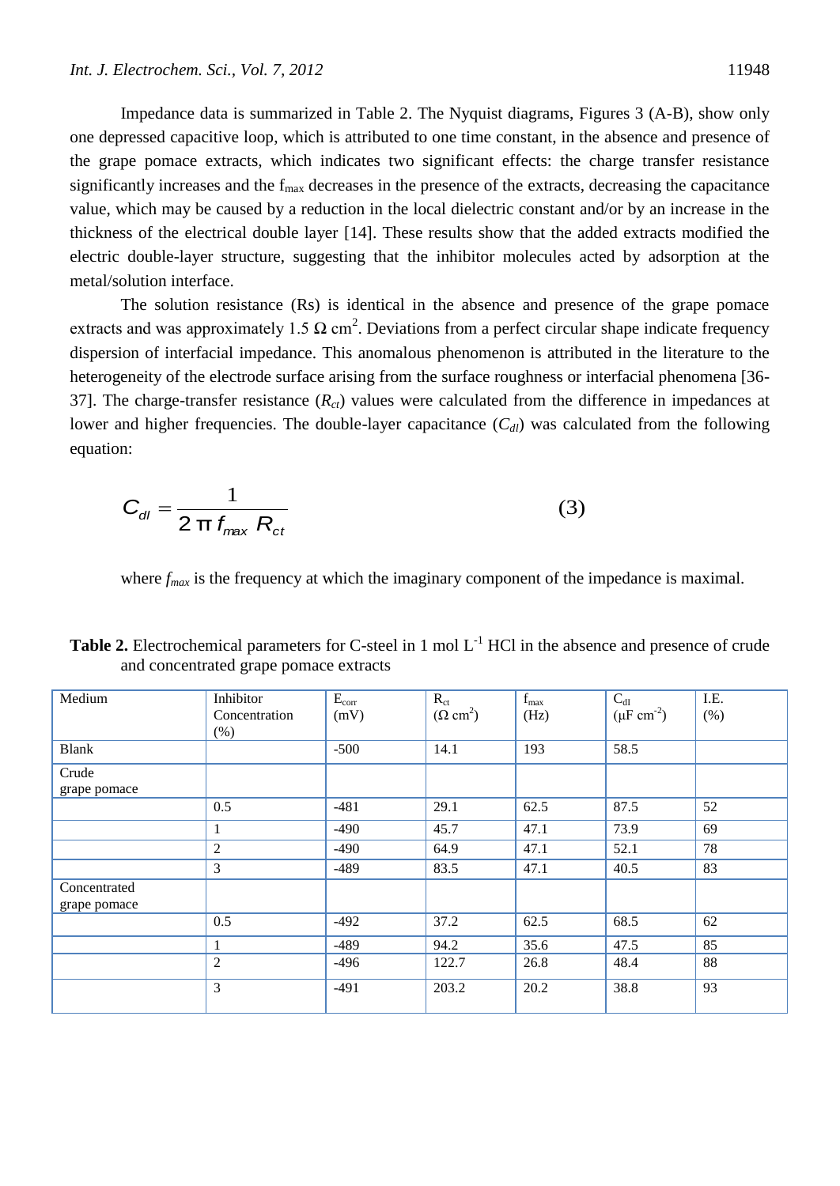Impedance data is summarized in Table 2. The Nyquist diagrams, Figures 3 (A-B), show only one depressed capacitive loop, which is attributed to one time constant, in the absence and presence of the grape pomace extracts, which indicates two significant effects: the charge transfer resistance significantly increases and the $f_{max}$ decreases in the presence of the extracts, decreasing the capacitance value, which may be caused by a reduction in the local dielectric constant and/or by an increase in the thickness of the electrical double layer [14]. These results show that the added extracts modified the electric double-layer structure, suggesting that the inhibitor molecules acted by adsorption at the metal/solution interface.

The solution resistance (Rs) is identical in the absence and presence of the grape pomace extracts and was approximately 1.5 Ω $cm^2$. Deviations from a perfect circular shape indicate frequency dispersion of interfacial impedance. This anomalous phenomenon is attributed in the literature to the heterogeneity of the electrode surface arising from the surface roughness or interfacial phenomena [36-37]. The charge-transfer resistance ($R_{ct}$) values were calculated from the difference in impedances at lower and higher frequencies. The double-layer capacitance ($C_{dl}$) was calculated from the following equation:

$$C_{dl} = \frac{1}{2\pi f_{max} R_{ct}} \tag{3}$$

where $f_{max}$ is the frequency at which the imaginary component of the impedance is maximal.

**Table 2.** Electrochemical parameters for C-steel in 1 mol $L^{-1}$ HCl in the absence and presence of crude and concentrated grape pomace extracts

| Medium | Inhibitor Concentration (%) | $E_{corr}$ (mV) | $R_{ct}$ (Ω $cm^2$) | $f_{max}$ (Hz) | $C_{dl}$ (μF $cm^{-2}$) | I.E. (%) |
|---|---|---|---|---|---|---|
| Blank | | -500 | 14.1 | 193 | 58.5 | |
| Crude grape pomace | | | | | | |
| | 0.5 | -481 | 29.1 | 62.5 | 87.5 | 52 |
| | 1 | -490 | 45.7 | 47.1 | 73.9 | 69 |
| | 2 | -490 | 64.9 | 47.1 | 52.1 | 78 |
| | 3 | -489 | 83.5 | 47.1 | 40.5 | 83 |
| Concentrated grape pomace | | | | | | |
| | 0.5 | -492 | 37.2 | 62.5 | 68.5 | 62 |
| | 1 | -489 | 94.2 | 35.6 | 47.5 | 85 |
| | 2 | -496 | 122.7 | 26.8 | 48.4 | 88 |
| | 3 | -491 | 203.2 | 20.2 | 38.8 | 93 |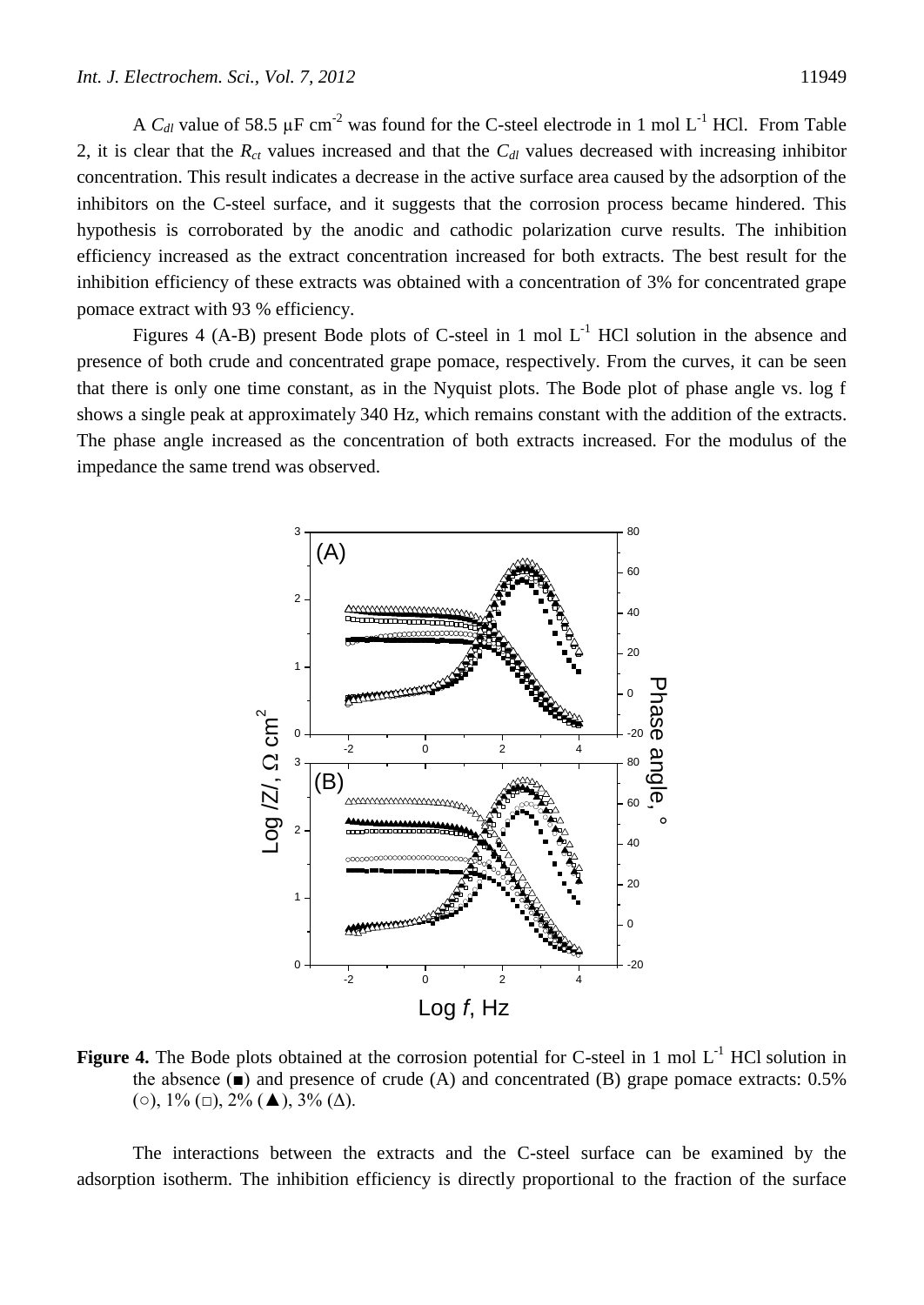A $C_{dl}$ value of 58.5 μF cm$^{-2}$ was found for the C-steel electrode in 1 mol L$^{-1}$ HCl. From Table 2, it is clear that the $R_{ct}$ values increased and that the $C_{dl}$ values decreased with increasing inhibitor concentration. This result indicates a decrease in the active surface area caused by the adsorption of the inhibitors on the C-steel surface, and it suggests that the corrosion process became hindered. This hypothesis is corroborated by the anodic and cathodic polarization curve results. The inhibition efficiency increased as the extract concentration increased for both extracts. The best result for the inhibition efficiency of these extracts was obtained with a concentration of 3% for concentrated grape pomace extract with 93 % efficiency.

Figures 4 (A-B) present Bode plots of C-steel in 1 mol L$^{-1}$ HCl solution in the absence and presence of both crude and concentrated grape pomace, respectively. From the curves, it can be seen that there is only one time constant, as in the Nyquist plots. The Bode plot of phase angle vs. log f shows a single peak at approximately 340 Hz, which remains constant with the addition of the extracts. The phase angle increased as the concentration of both extracts increased. For the modulus of the impedance the same trend was observed.

**Figure 4.** The Bode plots obtained at the corrosion potential for C-steel in 1 mol L$^{-1}$ HCl solution in the absence (■) and presence of crude (A) and concentrated (B) grape pomace extracts: 0.5% (○), 1% (□), 2% (▲), 3% (Δ).

The interactions between the extracts and the C-steel surface can be examined by the adsorption isotherm. The inhibition efficiency is directly proportional to the fraction of the surface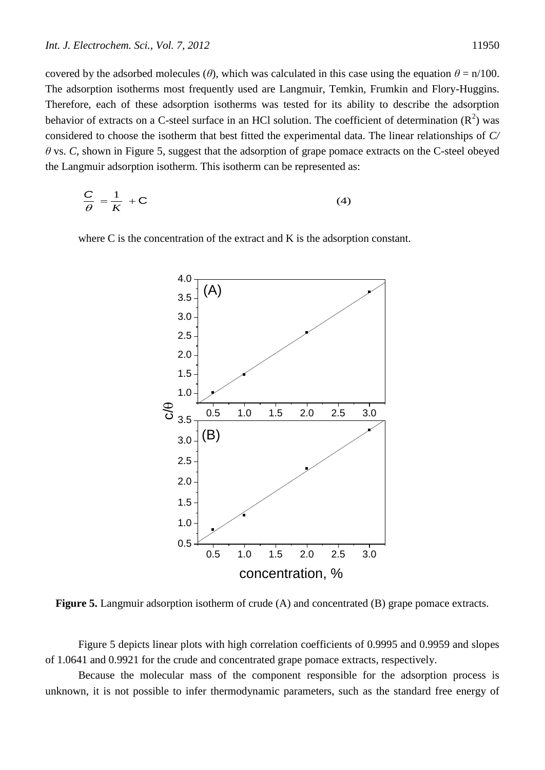covered by the adsorbed molecules ($\theta$), which was calculated in this case using the equation $\theta = n/100$. The adsorption isotherms most frequently used are Langmuir, Temkin, Frumkin and Flory-Huggins. Therefore, each of these adsorption isotherms was tested for its ability to describe the adsorption behavior of extracts on a C-steel surface in an HCl solution. The coefficient of determination ($R^2$) was considered to choose the isotherm that best fitted the experimental data. The linear relationships of $C/\theta$ vs. $C$, shown in Figure 5, suggest that the adsorption of grape pomace extracts on the C-steel obeyed the Langmuir adsorption isotherm. This isotherm can be represented as:

$$\frac{C}{\theta} = \frac{1}{K} + \mathrm{C} \tag{4}$$

where C is the concentration of the extract and K is the adsorption constant.

**Figure 5.** Langmuir adsorption isotherm of crude (A) and concentrated (B) grape pomace extracts.

Figure 5 depicts linear plots with high correlation coefficients of 0.9995 and 0.9959 and slopes of 1.0641 and 0.9921 for the crude and concentrated grape pomace extracts, respectively.

Because the molecular mass of the component responsible for the adsorption process is unknown, it is not possible to infer thermodynamic parameters, such as the standard free energy of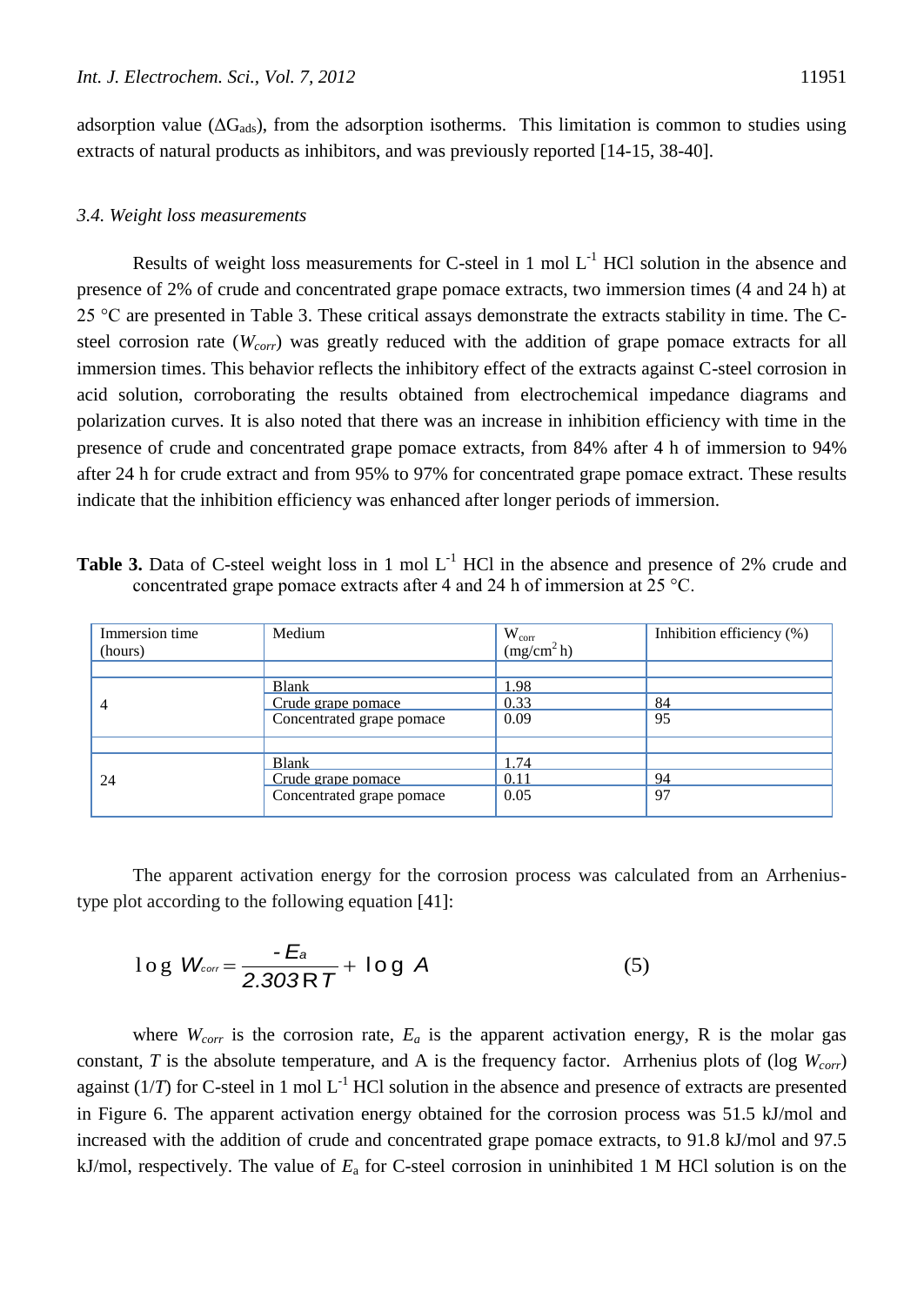adsorption value ($\Delta G_{ads}$), from the adsorption isotherms. This limitation is common to studies using extracts of natural products as inhibitors, and was previously reported [14-15, 38-40].

### *3.4. Weight loss measurements*

Results of weight loss measurements for C-steel in 1 mol $L^{-1}$ HCl solution in the absence and presence of 2% of crude and concentrated grape pomace extracts, two immersion times (4 and 24 h) at 25 °C are presented in Table 3. These critical assays demonstrate the extracts stability in time. The C-steel corrosion rate ($W_{corr}$) was greatly reduced with the addition of grape pomace extracts for all immersion times. This behavior reflects the inhibitory effect of the extracts against C-steel corrosion in acid solution, corroborating the results obtained from electrochemical impedance diagrams and polarization curves. It is also noted that there was an increase in inhibition efficiency with time in the presence of crude and concentrated grape pomace extracts, from 84% after 4 h of immersion to 94% after 24 h for crude extract and from 95% to 97% for concentrated grape pomace extract. These results indicate that the inhibition efficiency was enhanced after longer periods of immersion.

**Table 3.** Data of C-steel weight loss in 1 mol $L^{-1}$ HCl in the absence and presence of 2% crude and concentrated grape pomace extracts after 4 and 24 h of immersion at 25 °C.

| Immersion time (hours) | Medium | $W_{corr}$ (mg/cm$^2$ h) | Inhibition efficiency (%) |
|---|---|---|---|
| 4 | Blank | 1.98 | |
| | Crude grape pomace | 0.33 | 84 |
| | Concentrated grape pomace | 0.09 | 95 |
| 24 | Blank | 1.74 | |
| | Crude grape pomace | 0.11 | 94 |
| | Concentrated grape pomace | 0.05 | 97 |

The apparent activation energy for the corrosion process was calculated from an Arrhenius-type plot according to the following equation [41]:

$$\log W_{corr} = \frac{-E_a}{2.303\,RT} + \log A \qquad (5)$$

where $W_{corr}$ is the corrosion rate, $E_a$ is the apparent activation energy, R is the molar gas constant, $T$ is the absolute temperature, and A is the frequency factor. Arrhenius plots of (log $W_{corr}$) against ($1/T$) for C-steel in 1 mol $L^{-1}$ HCl solution in the absence and presence of extracts are presented in Figure 6. The apparent activation energy obtained for the corrosion process was 51.5 kJ/mol and increased with the addition of crude and concentrated grape pomace extracts, to 91.8 kJ/mol and 97.5 kJ/mol, respectively. The value of $E_a$ for C-steel corrosion in uninhibited 1 M HCl solution is on the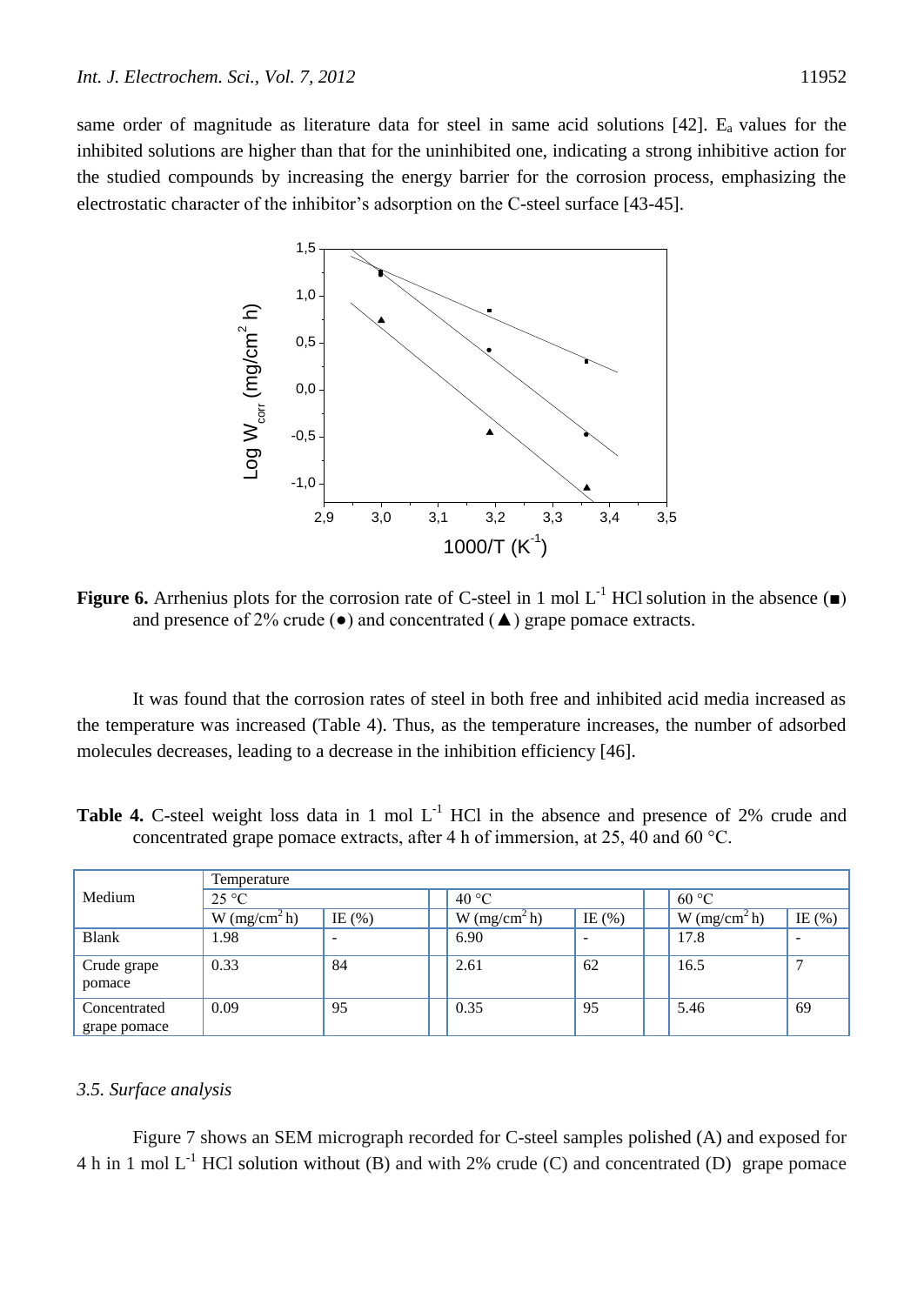same order of magnitude as literature data for steel in same acid solutions [42]. $E_a$ values for the inhibited solutions are higher than that for the uninhibited one, indicating a strong inhibitive action for the studied compounds by increasing the energy barrier for the corrosion process, emphasizing the electrostatic character of the inhibitor's adsorption on the C-steel surface [43-45].

**Figure 6.** Arrhenius plots for the corrosion rate of C-steel in 1 mol $L^{-1}$ HCl solution in the absence (■) and presence of 2% crude (●) and concentrated (▲) grape pomace extracts.

It was found that the corrosion rates of steel in both free and inhibited acid media increased as the temperature was increased (Table 4). Thus, as the temperature increases, the number of adsorbed molecules decreases, leading to a decrease in the inhibition efficiency [46].

**Table 4.** C-steel weight loss data in 1 mol $L^{-1}$ HCl in the absence and presence of 2% crude and concentrated grape pomace extracts, after 4 h of immersion, at 25, 40 and 60 °C.

| Medium | Temperature | | | | | |
|---|---|---|---|---|---|---|
| | 25 °C | | 40 °C | | 60 °C | |
| | W ($mg/cm^2$ h) | IE (%) | W ($mg/cm^2$ h) | IE (%) | W ($mg/cm^2$ h) | IE (%) |
| Blank | 1.98 | - | 6.90 | - | 17.8 | - |
| Crude grape pomace | 0.33 | 84 | 2.61 | 62 | 16.5 | 7 |
| Concentrated grape pomace | 0.09 | 95 | 0.35 | 95 | 5.46 | 69 |

### *3.5. Surface analysis*

Figure 7 shows an SEM micrograph recorded for C-steel samples polished (A) and exposed for 4 h in 1 mol $L^{-1}$ HCl solution without (B) and with 2% crude (C) and concentrated (D) grape pomace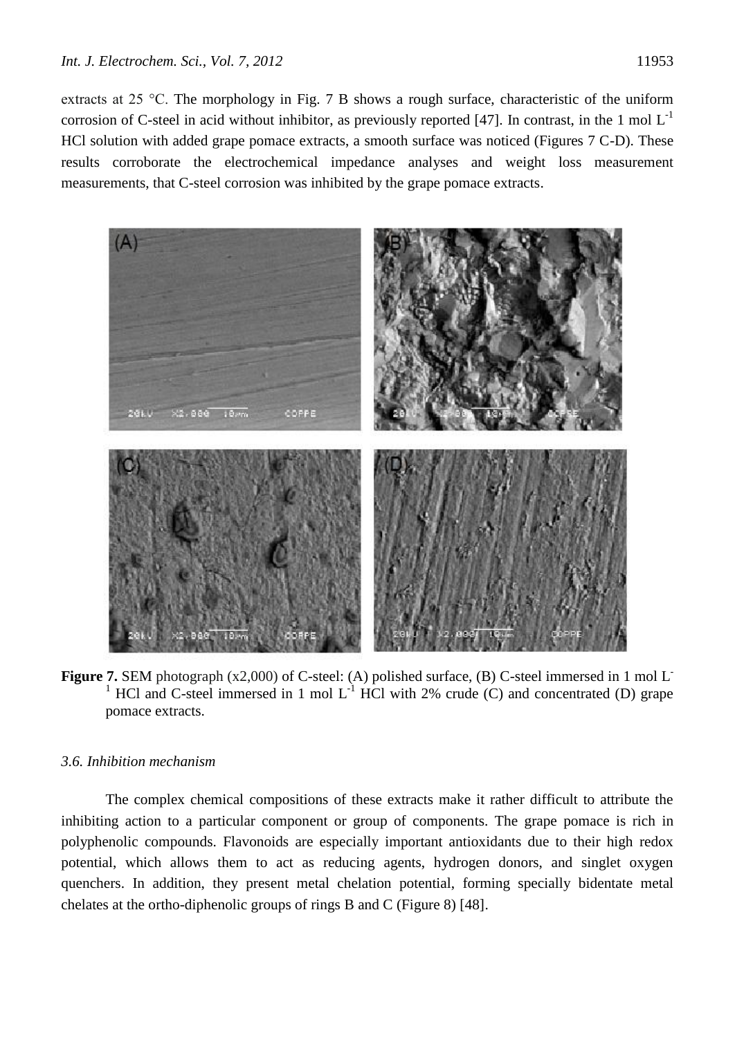extracts at 25 °C. The morphology in Fig. 7 B shows a rough surface, characteristic of the uniform corrosion of C-steel in acid without inhibitor, as previously reported [47]. In contrast, in the 1 mol $L^{-1}$ HCl solution with added grape pomace extracts, a smooth surface was noticed (Figures 7 C-D). These results corroborate the electrochemical impedance analyses and weight loss measurement measurements, that C-steel corrosion was inhibited by the grape pomace extracts.

**Figure 7.** SEM photograph (x2,000) of C-steel: (A) polished surface, (B) C-steel immersed in 1 mol $L^{-1}$ HCl and C-steel immersed in 1 mol $L^{-1}$ HCl with 2% crude (C) and concentrated (D) grape pomace extracts.

### *3.6. Inhibition mechanism*

The complex chemical compositions of these extracts make it rather difficult to attribute the inhibiting action to a particular component or group of components. The grape pomace is rich in polyphenolic compounds. Flavonoids are especially important antioxidants due to their high redox potential, which allows them to act as reducing agents, hydrogen donors, and singlet oxygen quenchers. In addition, they present metal chelation potential, forming specially bidentate metal chelates at the ortho-diphenolic groups of rings B and C (Figure 8) [48].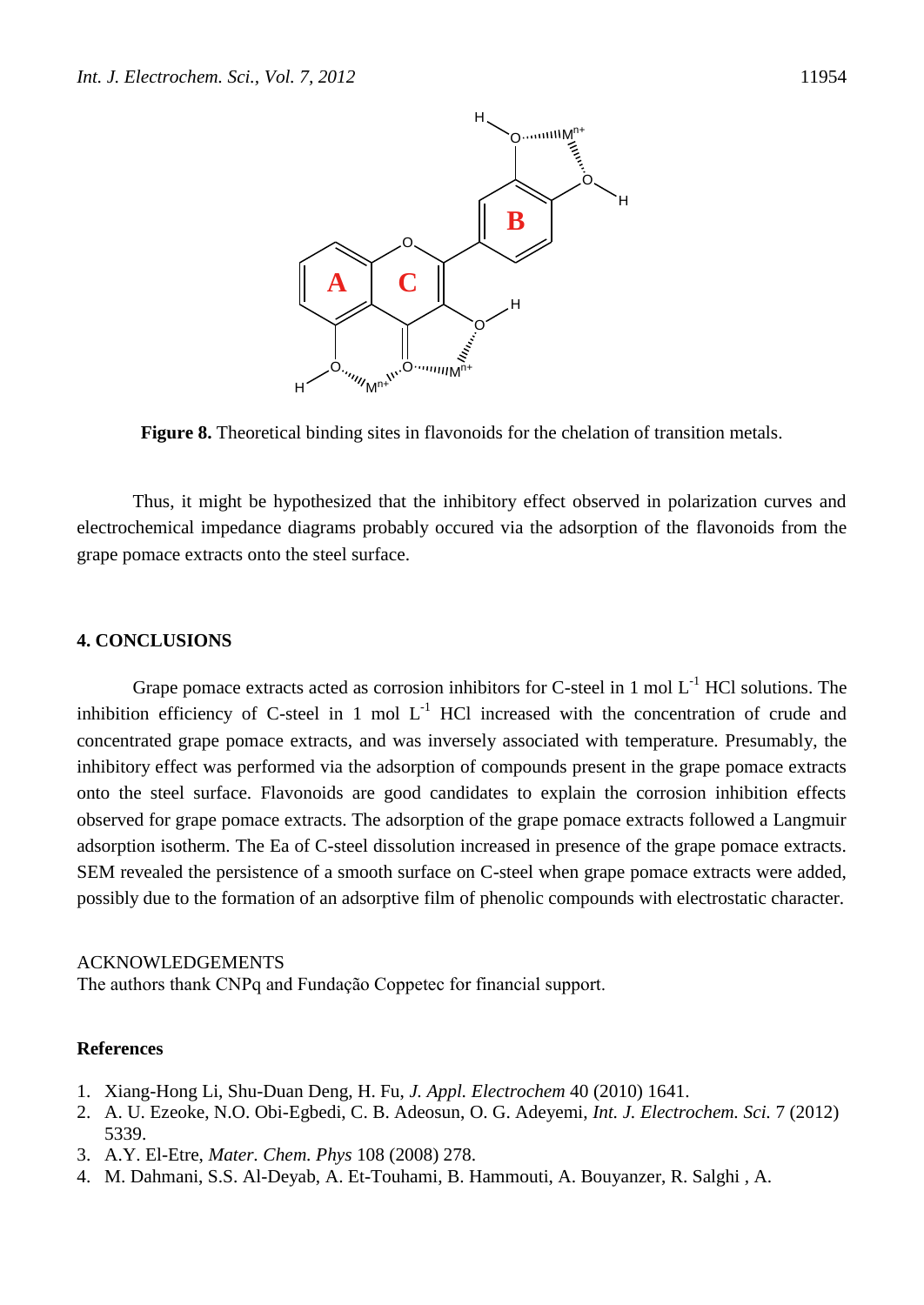**Figure 8.** Theoretical binding sites in flavonoids for the chelation of transition metals.

Thus, it might be hypothesized that the inhibitory effect observed in polarization curves and electrochemical impedance diagrams probably occured via the adsorption of the flavonoids from the grape pomace extracts onto the steel surface.

## 4. CONCLUSIONS

Grape pomace extracts acted as corrosion inhibitors for C-steel in 1 mol $L^{-1}$ HCl solutions. The inhibition efficiency of C-steel in 1 mol $L^{-1}$ HCl increased with the concentration of crude and concentrated grape pomace extracts, and was inversely associated with temperature. Presumably, the inhibitory effect was performed via the adsorption of compounds present in the grape pomace extracts onto the steel surface. Flavonoids are good candidates to explain the corrosion inhibition effects observed for grape pomace extracts. The adsorption of the grape pomace extracts followed a Langmuir adsorption isotherm. The Ea of C-steel dissolution increased in presence of the grape pomace extracts. SEM revealed the persistence of a smooth surface on C-steel when grape pomace extracts were added, possibly due to the formation of an adsorptive film of phenolic compounds with electrostatic character.

ACKNOWLEDGEMENTS

The authors thank CNPq and Fundação Coppetec for financial support.

## References

1. Xiang-Hong Li, Shu-Duan Deng, H. Fu, *J. Appl. Electrochem* 40 (2010) 1641.
2. A. U. Ezeoke, N.O. Obi-Egbedi, C. B. Adeosun, O. G. Adeyemi, *Int. J. Electrochem. Sci.* 7 (2012) 5339.
3. A.Y. El-Etre, *Mater. Chem. Phys* 108 (2008) 278.
4. M. Dahmani, S.S. Al-Deyab, A. Et-Touhami, B. Hammouti, A. Bouyanzer, R. Salghi , A.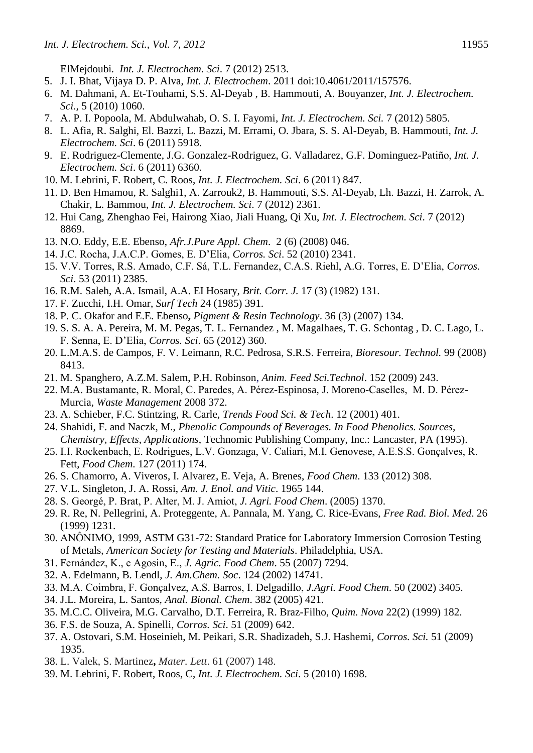ElMejdoubi. *Int. J. Electrochem. Sci*. 7 (2012) 2513.

5. J. I. Bhat, Vijaya D. P. Alva, *Int. J. Electrochem*. 2011 doi:10.4061/2011/157576.
6. M. Dahmani, A. Et-Touhami, S.S. Al-Deyab , B. Hammouti, A. Bouyanzer, *Int. J. Electrochem. Sci.,* 5 (2010) 1060.
7. A. P. I. Popoola, M. Abdulwahab, O. S. I. Fayomi, *Int. J. Electrochem. Sci.* 7 (2012) 5805.
8. L. Afia, R. Salghi, El. Bazzi, L. Bazzi, M. Errami, O. Jbara, S. S. Al-Deyab, B. Hammouti, *Int. J. Electrochem. Sci*. 6 (2011) 5918.
9. E. Rodriguez-Clemente, J.G. Gonzalez-Rodriguez, G. Valladarez, G.F. Dominguez-Patiño, *Int. J. Electrochem. Sci*. 6 (2011) 6360.
10. M. Lebrini, F. Robert, C. Roos, *Int. J. Electrochem. Sci*. 6 (2011) 847.
11. D. Ben Hmamou, R. Salghi1, A. Zarrouk2, B. Hammouti, S.S. Al-Deyab, Lh. Bazzi, H. Zarrok, A. Chakir, L. Bammou, *Int. J. Electrochem. Sci*. 7 (2012) 2361.
12. Hui Cang, Zhenghao Fei, Hairong Xiao, Jiali Huang, Qi Xu, *Int. J. Electrochem. Sci*. 7 (2012) 8869.
13. N.O. Eddy, E.E. Ebenso, *Afr.J.Pure Appl. Chem*. 2 (6) (2008) 046.
14. J.C. Rocha, J.A.C.P. Gomes, E. D'Elia, *Corros. Sci*. 52 (2010) 2341.
15. V.V. Torres, R.S. Amado, C.F. Sá, T.L. Fernandez, C.A.S. Riehl, A.G. Torres, E. D'Elia, *Corros. Sci*. 53 (2011) 2385.
16. R.M. Saleh, A.A. Ismail, A.A. EI Hosary, *Brit. Corr. J.* 17 (3) (1982) 131.
17. F. Zucchi, I.H. Omar, *Surf Tech* 24 (1985) 391.
18. P. C. Okafor and E.E. Ebenso**,** *Pigment & Resin Technology*. 36 (3) (2007) 134.
19. S. S. A. A. Pereira, M. M. Pegas, T. L. Fernandez , M. Magalhaes, T. G. Schontag , D. C. Lago, L. F. Senna, E. D'Elia, *Corros. Sci*. 65 (2012) 360.
20. L.M.A.S. de Campos, F. V. Leimann, R.C. Pedrosa, S.R.S. Ferreira, *Bioresour. Technol.* 99 (2008) 8413.
21. M. Spanghero, A.Z.M. Salem, P.H. Robinson, *Anim. Feed Sci.Technol*. 152 (2009) 243.
22. M.A. Bustamante, R. Moral, C. Paredes, A. Pérez-Espinosa, J. Moreno-Caselles, M. D. Pérez-Murcia, *Waste Management* 2008 372.
23. A. Schieber, F.C. Stintzing, R. Carle, *Trends Food Sci. & Tech*. 12 (2001) 401.
24. Shahidi, F. and Naczk, M., *Phenolic Compounds of Beverages. In Food Phenolics. Sources, Chemistry, Effects, Applications*, Technomic Publishing Company, Inc.: Lancaster, PA (1995).
25. I.I. Rockenbach, E. Rodrigues, L.V. Gonzaga, V. Caliari, M.I. Genovese, A.E.S.S. Gonçalves, R. Fett, *Food Chem*. 127 (2011) 174.
26. S. Chamorro, A. Viveros, I. Alvarez, E. Veja, A. Brenes, *Food Chem*. 133 (2012) 308.
27. V.L. Singleton, J. A. Rossi, *Am. J. Enol. and Vitic*. 1965 144.
28. S. Georgé, P. Brat, P. Alter, M. J. Amiot, *J. Agri. Food Chem*. (2005) 1370.
29. R. Re, N. Pellegrini, A. Proteggente, A. Pannala, M. Yang, C. Rice-Evans, *Free Rad. Biol. Med*. 26 (1999) 1231.
30. ANÔNIMO, 1999, ASTM G31-72: Standard Pratice for Laboratory Immersion Corrosion Testing of Metals, *American Society for Testing and Materials*. Philadelphia, USA.
31. Fernández, K., e Agosin, E., *J. Agric. Food Chem*. 55 (2007) 7294.
32. A. Edelmann, B. Lendl, *J. Am.Chem. Soc*. 124 (2002) 14741.
33. M.A. Coimbra, F. Gonçalvez, A.S. Barros, I. Delgadillo, *J.Agri. Food Chem*. 50 (2002) 3405.
34. J.L. Moreira, L. Santos, *Anal. Bional. Chem*. 382 (2005) 421.
35. M.C.C. Oliveira, M.G. Carvalho, D.T. Ferreira, R. Braz-Filho, *Quim. Nova* 22(2) (1999) 182.
36. F.S. de Souza, A. Spinelli, *Corros. Sci*. 51 (2009) 642.
37. A. Ostovari, S.M. Hoseinieh, M. Peikari, S.R. Shadizadeh, S.J. Hashemi, *Corros. Sci.* 51 (2009) 1935.
38. L. Valek, S. Martinez**,** *Mater. Lett*. 61 (2007) 148.
39. M. Lebrini, F. Robert, Roos, C, *Int. J. Electrochem. Sci*. 5 (2010) 1698.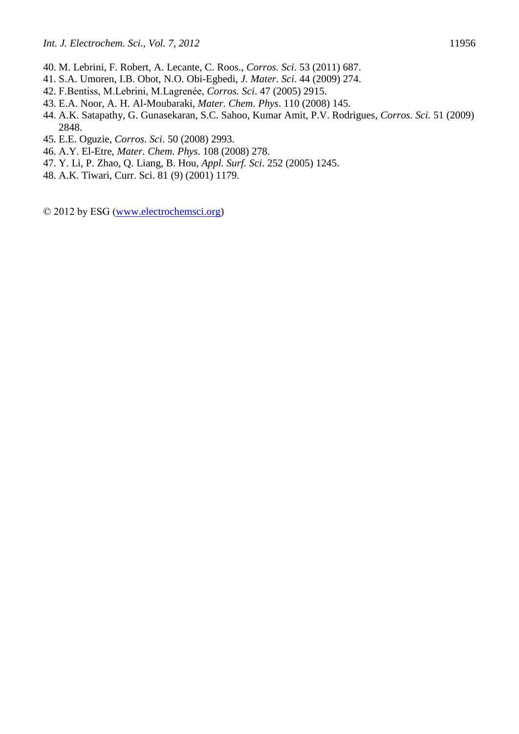40. M. Lebrini, F. Robert, A. Lecante, C. Roos., *Corros. Sci*. 53 (2011) 687.
41. S.A. Umoren, I.B. Obot, N.O. Obi-Egbedi, *J. Mater. Sci*. 44 (2009) 274.
42. F.Bentiss, M.Lebrini, M.Lagrenée, *Corros. Sci*. 47 (2005) 2915.
43. E.A. Noor, A. H. Al-Moubaraki, *Mater. Chem. Phys*. 110 (2008) 145.
44. A.K. Satapathy, G. Gunasekaran, S.C. Sahoo, Kumar Amit, P.V. Rodrigues, *Corros. Sci.* 51 (2009) 2848.
45. E.E. Oguzie, *Corros. Sci*. 50 (2008) 2993.
46. A.Y. El-Etre, *Mater. Chem. Phys*. 108 (2008) 278.
47. Y. Li, P. Zhao, Q. Liang, B. Hou, *Appl. Surf. Sci*. 252 (2005) 1245.
48. A.K. Tiwari, Curr. Sci. 81 (9) (2001) 1179.

© 2012 by ESG (www.electrochemsci.org)